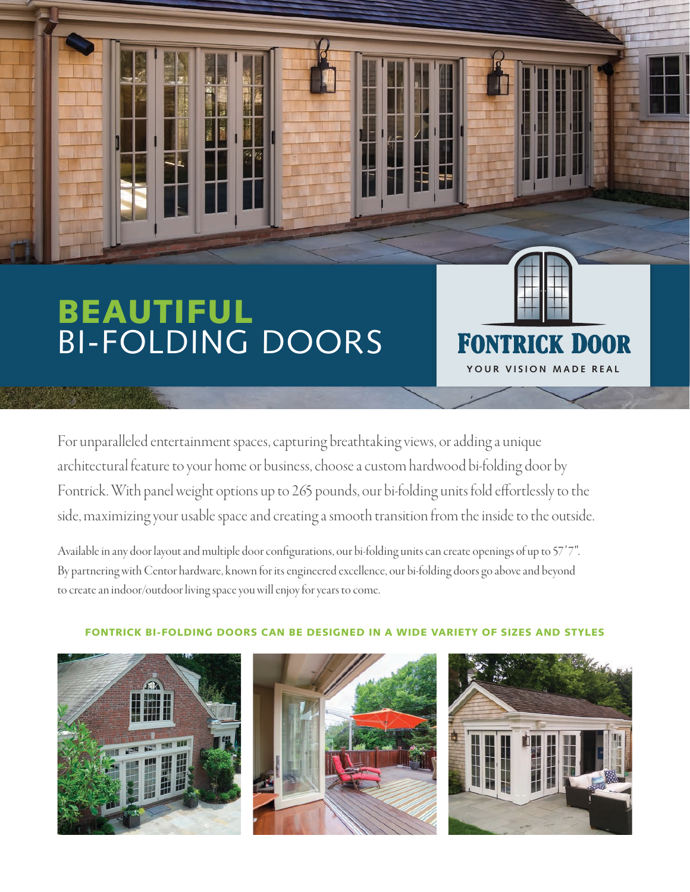# **BEAUTIFUL** BI-FOLDING DOORS

FONTRICK DOOR

YOUR VISION MADE REAL

For unparalleled entertainment spaces, capturing breathtaking views, or adding a unique architectural feature to your home or business, choose a custom hardwood bi-folding door by Fontrick. With panel weight options up to 265 pounds, our bi-folding units fold effortlessly to the side, maximizing your usable space and creating a smooth transition from the inside to the outside.

Available in any door layout and multiple door configurations, our bi-folding units can create openings of up to 57'7". By partnering with Centor hardware, known for its engineered excellence, our bi-folding doors go above and beyond to create an indoor/outdoor living space you will enjoy for years to come.

**FONTRICK BI-FOLDING DOORS CAN BE DESIGNED IN A WIDE VARIETY OF SIZES AND STYLES**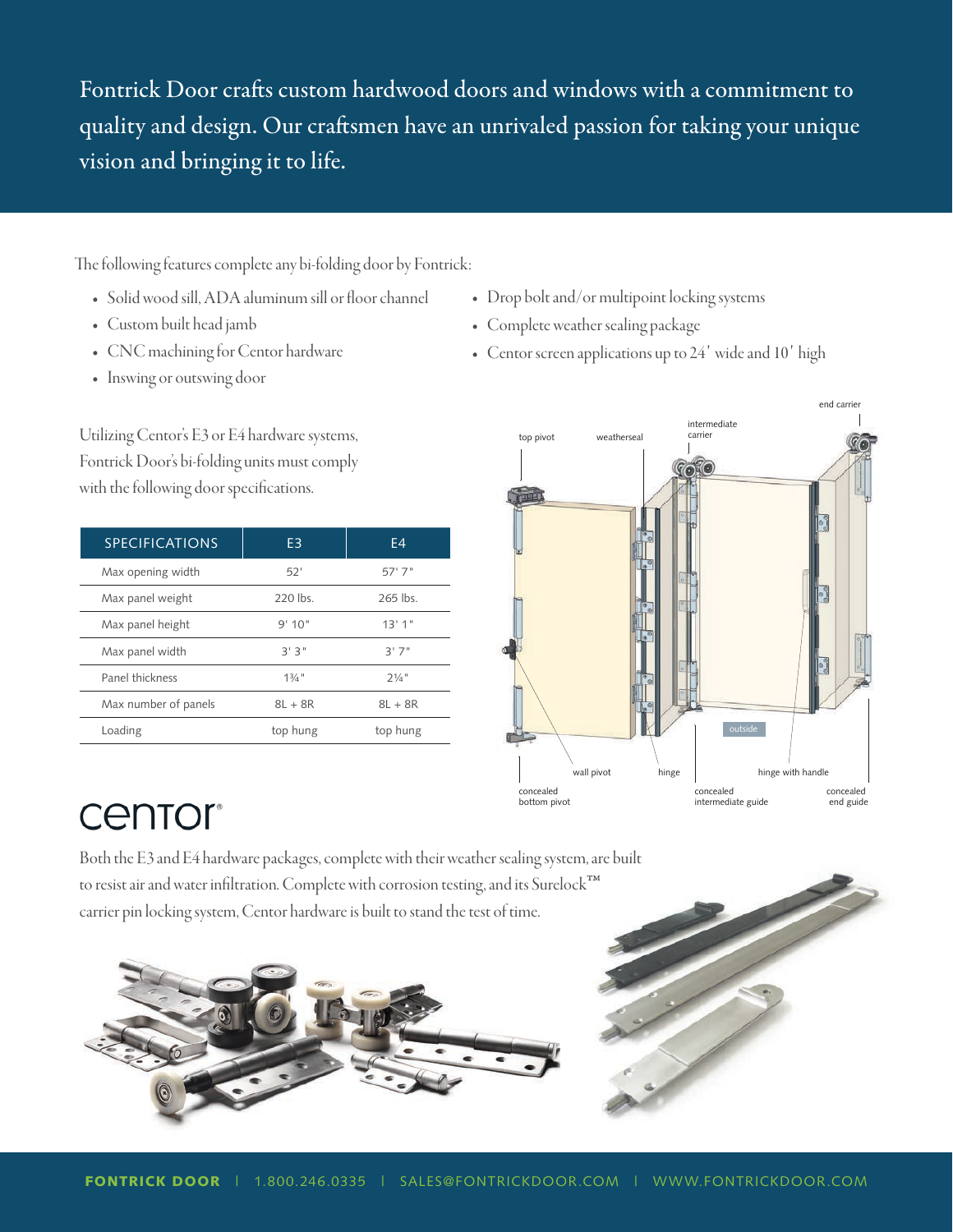Fontrick Door crafts custom hardwood doors and windows with a commitment to quality and design. Our craftsmen have an unrivaled passion for taking your unique vision and bringing it to life.

The following features complete any bi-folding door by Fontrick:

- Solid wood sill, ADA aluminum sill or floor channel
- Custom built head jamb
- CNC machining for Centor hardware
- Inswing or outswing door
- Drop bolt and/or multipoint locking systems
- Complete weather sealing package
- Centor screen applications up to 24' wide and 10' high

Utilizing Centor's E3 or E4 hardware systems, Fontrick Door's bi-folding units must comply with the following door specifications.

| SPECIFICATIONS | E3 | E4 |
|---|---|---|
| Max opening width | 52' | 57' 7" |
| Max panel weight | 220 lbs. | 265 lbs. |
| Max panel height | 9' 10" | 13' 1" |
| Max panel width | 3' 3" | 3' 7" |
| Panel thickness | 1¾" | 2¼" |
| Max number of panels | 8L + 8R | 8L + 8R |
| Loading | top hung | top hung |

top pivot
weatherseal
intermediate carrier
end carrier
outside
wall pivot
hinge
hinge with handle
concealed bottom pivot
concealed intermediate guide
concealed end guide

centor®

Both the E3 and E4 hardware packages, complete with their weather sealing system, are built to resist air and water infiltration. Complete with corrosion testing, and its Surelock™ carrier pin locking system, Centor hardware is built to stand the test of time.

**FONTRICK DOOR** | 1.800.246.0335 | SALES@FONTRICKDOOR.COM | WWW.FONTRICKDOOR.COM